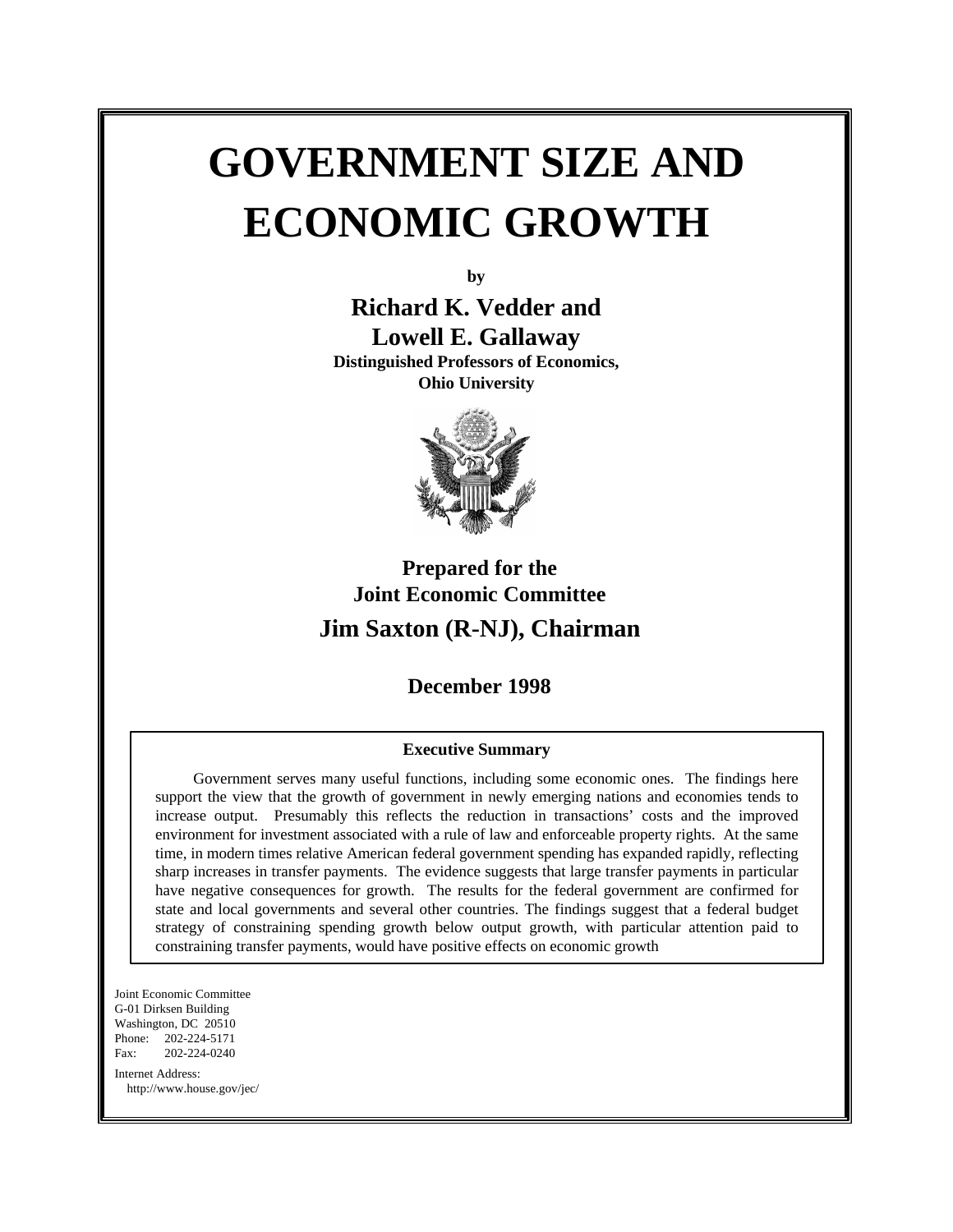# GOVERNMENT SIZE AND ECONOMIC GROWTH

by

**Richard K. Vedder and**
**Lowell E. Gallaway**
**Distinguished Professors of Economics,**
**Ohio University**

**Prepared for the**
**Joint Economic Committee**
**Jim Saxton (R-NJ), Chairman**

**December 1998**

### Executive Summary

Government serves many useful functions, including some economic ones. The findings here support the view that the growth of government in newly emerging nations and economies tends to increase output. Presumably this reflects the reduction in transactions' costs and the improved environment for investment associated with a rule of law and enforceable property rights. At the same time, in modern times relative American federal government spending has expanded rapidly, reflecting sharp increases in transfer payments. The evidence suggests that large transfer payments in particular have negative consequences for growth. The results for the federal government are confirmed for state and local governments and several other countries. The findings suggest that a federal budget strategy of constraining spending growth below output growth, with particular attention paid to constraining transfer payments, would have positive effects on economic growth

Joint Economic Committee
G-01 Dirksen Building
Washington, DC 20510
Phone: 202-224-5171
Fax: 202-224-0240

Internet Address:
http://www.house.gov/jec/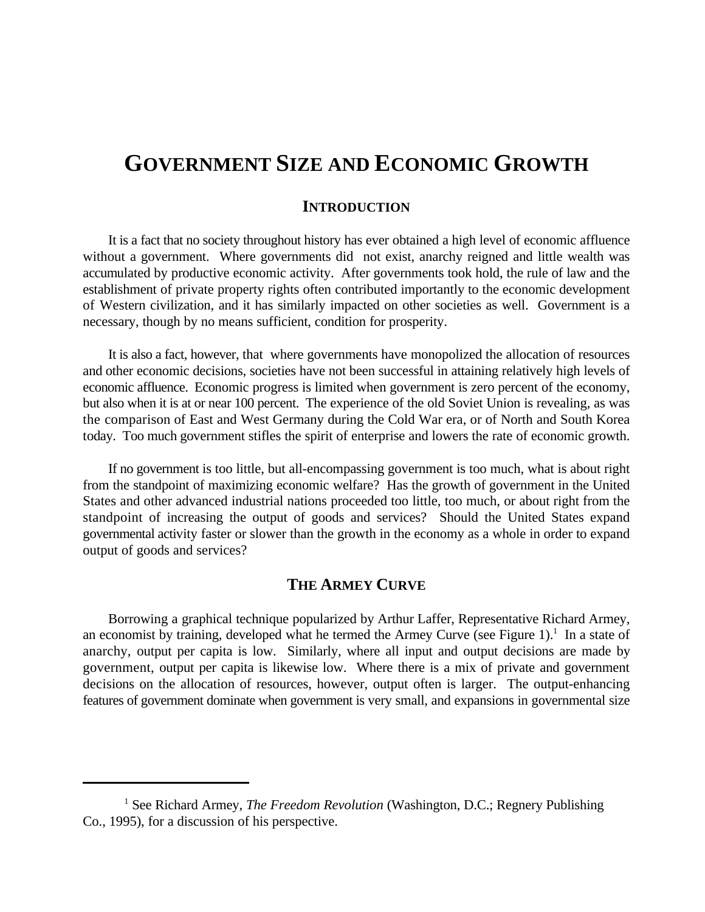# GOVERNMENT SIZE AND ECONOMIC GROWTH

## INTRODUCTION

It is a fact that no society throughout history has ever obtained a high level of economic affluence without a government. Where governments did not exist, anarchy reigned and little wealth was accumulated by productive economic activity. After governments took hold, the rule of law and the establishment of private property rights often contributed importantly to the economic development of Western civilization, and it has similarly impacted on other societies as well. Government is a necessary, though by no means sufficient, condition for prosperity.

It is also a fact, however, that where governments have monopolized the allocation of resources and other economic decisions, societies have not been successful in attaining relatively high levels of economic affluence. Economic progress is limited when government is zero percent of the economy, but also when it is at or near 100 percent. The experience of the old Soviet Union is revealing, as was the comparison of East and West Germany during the Cold War era, or of North and South Korea today. Too much government stifles the spirit of enterprise and lowers the rate of economic growth.

If no government is too little, but all-encompassing government is too much, what is about right from the standpoint of maximizing economic welfare? Has the growth of government in the United States and other advanced industrial nations proceeded too little, too much, or about right from the standpoint of increasing the output of goods and services? Should the United States expand governmental activity faster or slower than the growth in the economy as a whole in order to expand output of goods and services?

## THE ARMEY CURVE

Borrowing a graphical technique popularized by Arthur Laffer, Representative Richard Armey, an economist by training, developed what he termed the Armey Curve (see Figure 1).[1] In a state of anarchy, output per capita is low. Similarly, where all input and output decisions are made by government, output per capita is likewise low. Where there is a mix of private and government decisions on the allocation of resources, however, output often is larger. The output-enhancing features of government dominate when government is very small, and expansions in governmental size

[1] See Richard Armey, *The Freedom Revolution* (Washington, D.C.; Regnery Publishing Co., 1995), for a discussion of his perspective.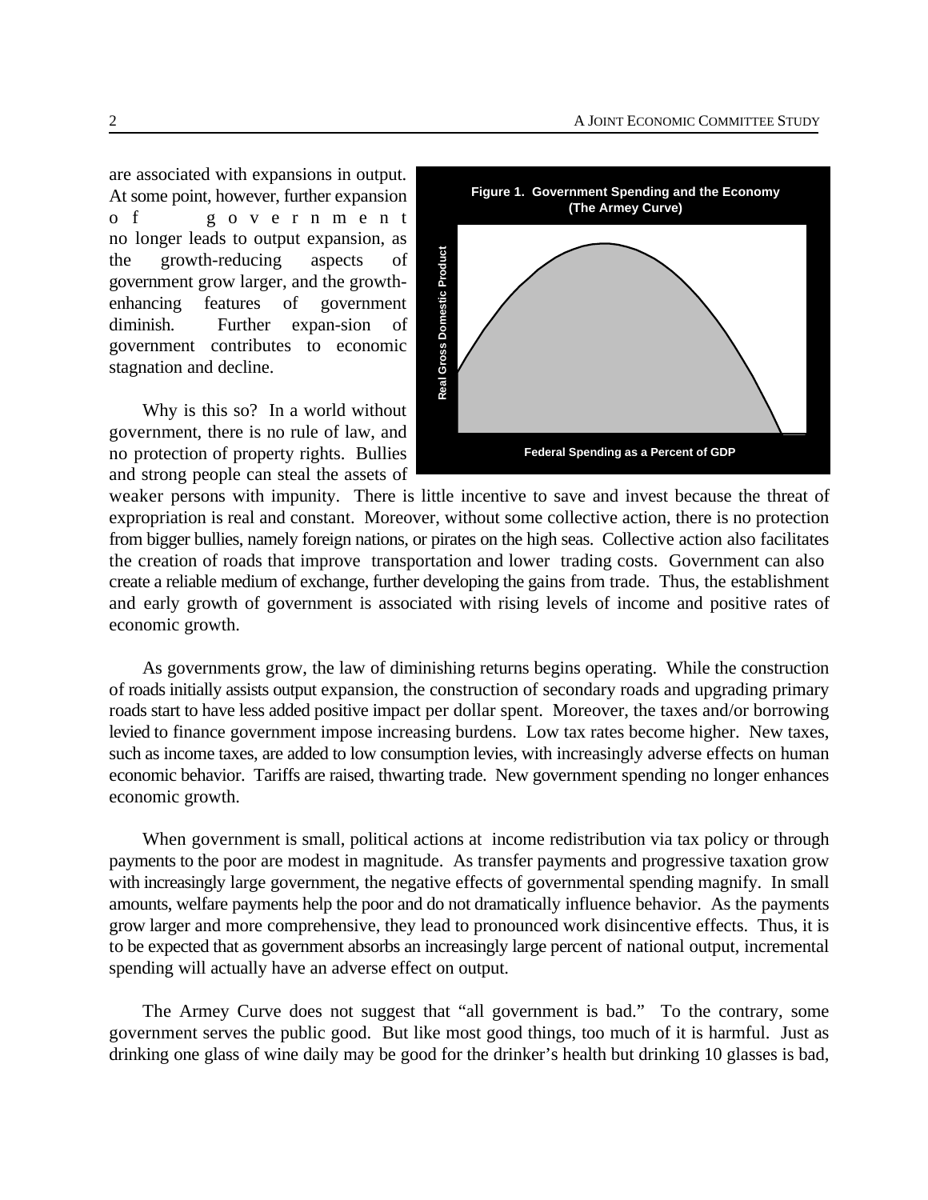are associated with expansions in output. At some point, however, further expansion of government no longer leads to output expansion, as the growth-reducing aspects of government grow larger, and the growth-enhancing features of government diminish. Further expan-sion of government contributes to economic stagnation and decline.

**Figure 1. Government Spending and the Economy (The Armey Curve)**

Why is this so? In a world without government, there is no rule of law, and no protection of property rights. Bullies and strong people can steal the assets of weaker persons with impunity. There is little incentive to save and invest because the threat of expropriation is real and constant. Moreover, without some collective action, there is no protection from bigger bullies, namely foreign nations, or pirates on the high seas. Collective action also facilitates the creation of roads that improve transportation and lower trading costs. Government can also create a reliable medium of exchange, further developing the gains from trade. Thus, the establishment and early growth of government is associated with rising levels of income and positive rates of economic growth.

As governments grow, the law of diminishing returns begins operating. While the construction of roads initially assists output expansion, the construction of secondary roads and upgrading primary roads start to have less added positive impact per dollar spent. Moreover, the taxes and/or borrowing levied to finance government impose increasing burdens. Low tax rates become higher. New taxes, such as income taxes, are added to low consumption levies, with increasingly adverse effects on human economic behavior. Tariffs are raised, thwarting trade. New government spending no longer enhances economic growth.

When government is small, political actions at income redistribution via tax policy or through payments to the poor are modest in magnitude. As transfer payments and progressive taxation grow with increasingly large government, the negative effects of governmental spending magnify. In small amounts, welfare payments help the poor and do not dramatically influence behavior. As the payments grow larger and more comprehensive, they lead to pronounced work disincentive effects. Thus, it is to be expected that as government absorbs an increasingly large percent of national output, incremental spending will actually have an adverse effect on output.

The Armey Curve does not suggest that "all government is bad." To the contrary, some government serves the public good. But like most good things, too much of it is harmful. Just as drinking one glass of wine daily may be good for the drinker's health but drinking 10 glasses is bad,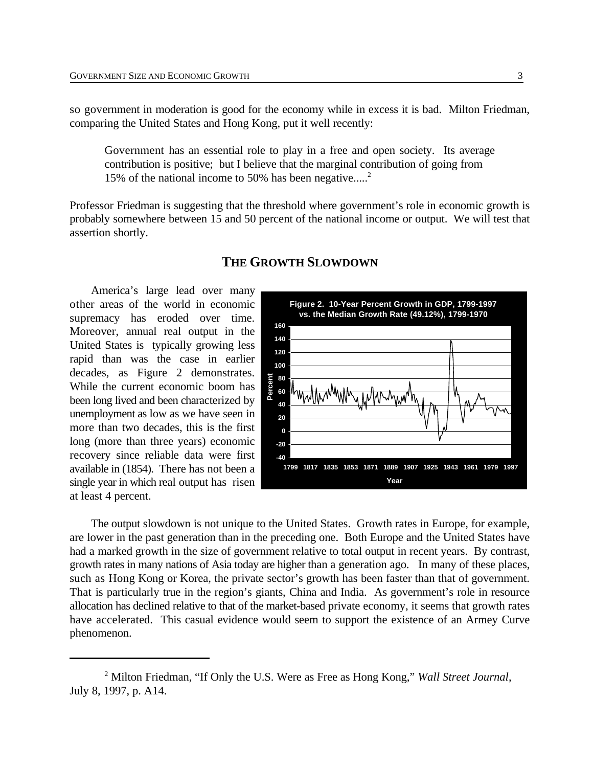so government in moderation is good for the economy while in excess it is bad. Milton Friedman, comparing the United States and Hong Kong, put it well recently:

> Government has an essential role to play in a free and open society. Its average contribution is positive; but I believe that the marginal contribution of going from 15% of the national income to 50% has been negative.....[2]

Professor Friedman is suggesting that the threshold where government's role in economic growth is probably somewhere between 15 and 50 percent of the national income or output. We will test that assertion shortly.

## THE GROWTH SLOWDOWN

America's large lead over many other areas of the world in economic supremacy has eroded over time. Moreover, annual real output in the United States is typically growing less rapid than was the case in earlier decades, as Figure 2 demonstrates. While the current economic boom has been long lived and been characterized by unemployment as low as we have seen in more than two decades, this is the first long (more than three years) economic recovery since reliable data were first available in (1854). There has not been a single year in which real output has risen at least 4 percent.

**Figure 2. 10-Year Percent Growth in GDP, 1799-1997 vs. the Median Growth Rate (49.12%), 1799-1970**

The output slowdown is not unique to the United States. Growth rates in Europe, for example, are lower in the past generation than in the preceding one. Both Europe and the United States have had a marked growth in the size of government relative to total output in recent years. By contrast, growth rates in many nations of Asia today are higher than a generation ago. In many of these places, such as Hong Kong or Korea, the private sector's growth has been faster than that of government. That is particularly true in the region's giants, China and India. As government's role in resource allocation has declined relative to that of the market-based private economy, it seems that growth rates have accelerated. This casual evidence would seem to support the existence of an Armey Curve phenomenon.

---

[2] Milton Friedman, "If Only the U.S. Were as Free as Hong Kong," *Wall Street Journal*, July 8, 1997, p. A14.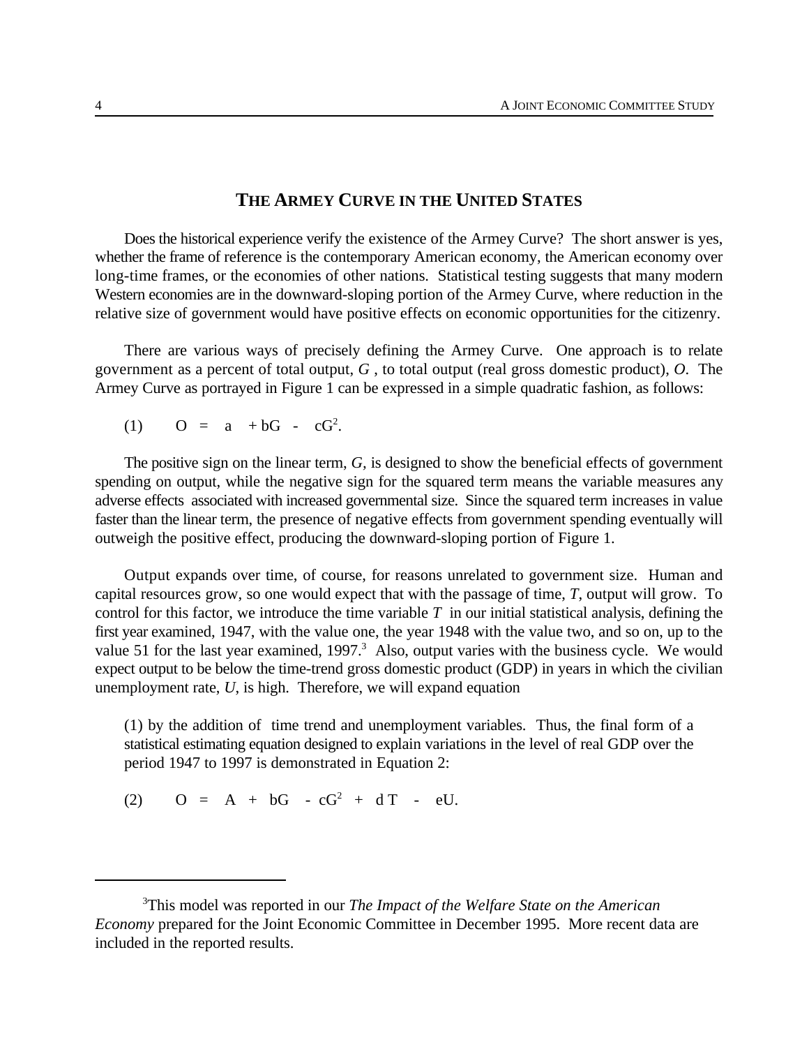## THE ARMEY CURVE IN THE UNITED STATES

Does the historical experience verify the existence of the Armey Curve? The short answer is yes, whether the frame of reference is the contemporary American economy, the American economy over long-time frames, or the economies of other nations. Statistical testing suggests that many modern Western economies are in the downward-sloping portion of the Armey Curve, where reduction in the relative size of government would have positive effects on economic opportunities for the citizenry.

There are various ways of precisely defining the Armey Curve. One approach is to relate government as a percent of total output, *G* , to total output (real gross domestic product), *O*. The Armey Curve as portrayed in Figure 1 can be expressed in a simple quadratic fashion, as follows:

$$(1) \qquad O = a + bG - cG^2.$$

The positive sign on the linear term, *G*, is designed to show the beneficial effects of government spending on output, while the negative sign for the squared term means the variable measures any adverse effects associated with increased governmental size. Since the squared term increases in value faster than the linear term, the presence of negative effects from government spending eventually will outweigh the positive effect, producing the downward-sloping portion of Figure 1.

Output expands over time, of course, for reasons unrelated to government size. Human and capital resources grow, so one would expect that with the passage of time, *T*, output will grow. To control for this factor, we introduce the time variable *T* in our initial statistical analysis, defining the first year examined, 1947, with the value one, the year 1948 with the value two, and so on, up to the value 51 for the last year examined, 1997.[3] Also, output varies with the business cycle. We would expect output to be below the time-trend gross domestic product (GDP) in years in which the civilian unemployment rate, *U*, is high. Therefore, we will expand equation (1) by the addition of time trend and unemployment variables. Thus, the final form of a statistical estimating equation designed to explain variations in the level of real GDP over the period 1947 to 1997 is demonstrated in Equation 2:

$$(2) \qquad O = A + bG - cG^2 + dT - eU.$$

---

[3]This model was reported in our *The Impact of the Welfare State on the American Economy* prepared for the Joint Economic Committee in December 1995. More recent data are included in the reported results.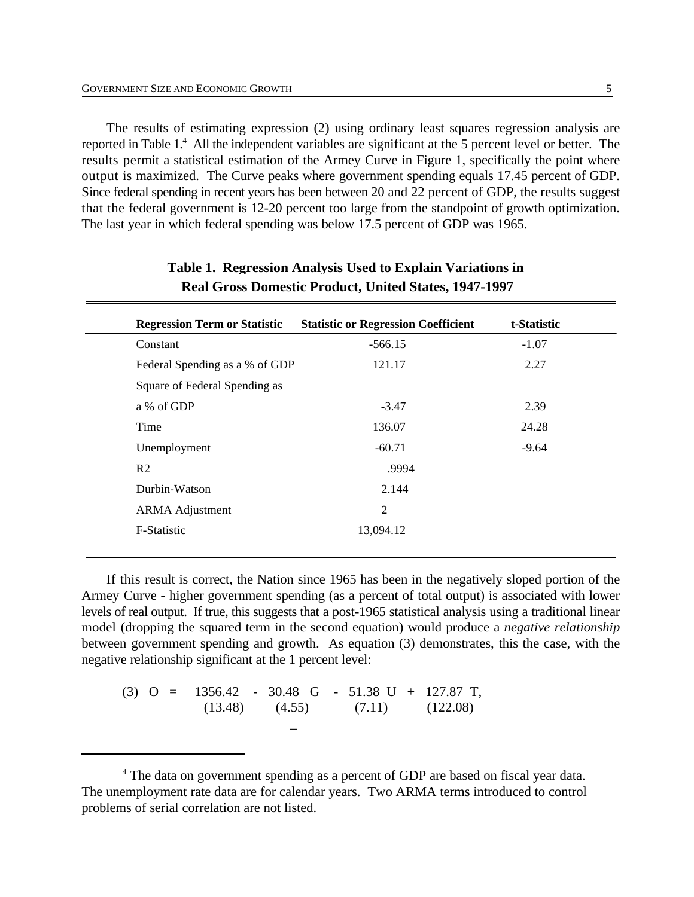The results of estimating expression (2) using ordinary least squares regression analysis are reported in Table 1.[4] All the independent variables are significant at the 5 percent level or better. The results permit a statistical estimation of the Armey Curve in Figure 1, specifically the point where output is maximized. The Curve peaks where government spending equals 17.45 percent of GDP. Since federal spending in recent years has been between 20 and 22 percent of GDP, the results suggest that the federal government is 12-20 percent too large from the standpoint of growth optimization. The last year in which federal spending was below 17.5 percent of GDP was 1965.

**Table 1. Regression Analysis Used to Explain Variations in Real Gross Domestic Product, United States, 1947-1997**

| Regression Term or Statistic | Statistic or Regression Coefficient | t-Statistic |
|---|---|---|
| Constant | -566.15 | -1.07 |
| Federal Spending as a % of GDP | 121.17 | 2.27 |
| Square of Federal Spending as a % of GDP | -3.47 | 2.39 |
| Time | 136.07 | 24.28 |
| Unemployment | -60.71 | -9.64 |
| R2 | .9994 | |
| Durbin-Watson | 2.144 | |
| ARMA Adjustment | 2 | |
| F-Statistic | 13,094.12 | |

If this result is correct, the Nation since 1965 has been in the negatively sloped portion of the Armey Curve - higher government spending (as a percent of total output) is associated with lower levels of real output. If true, this suggests that a post-1965 statistical analysis using a traditional linear model (dropping the squared term in the second equation) would produce a *negative relationship* between government spending and growth. As equation (3) demonstrates, this the case, with the negative relationship significant at the 1 percent level:

$$(3)\quad O = \underset{(13.48)}{1356.42} - \underset{(4.55)}{30.48}\, G - \underset{(7.11)}{51.38}\, U + \underset{(122.08)}{127.87}\, T,$$

[4] The data on government spending as a percent of GDP are based on fiscal year data. The unemployment rate data are for calendar years. Two ARMA terms introduced to control problems of serial correlation are not listed.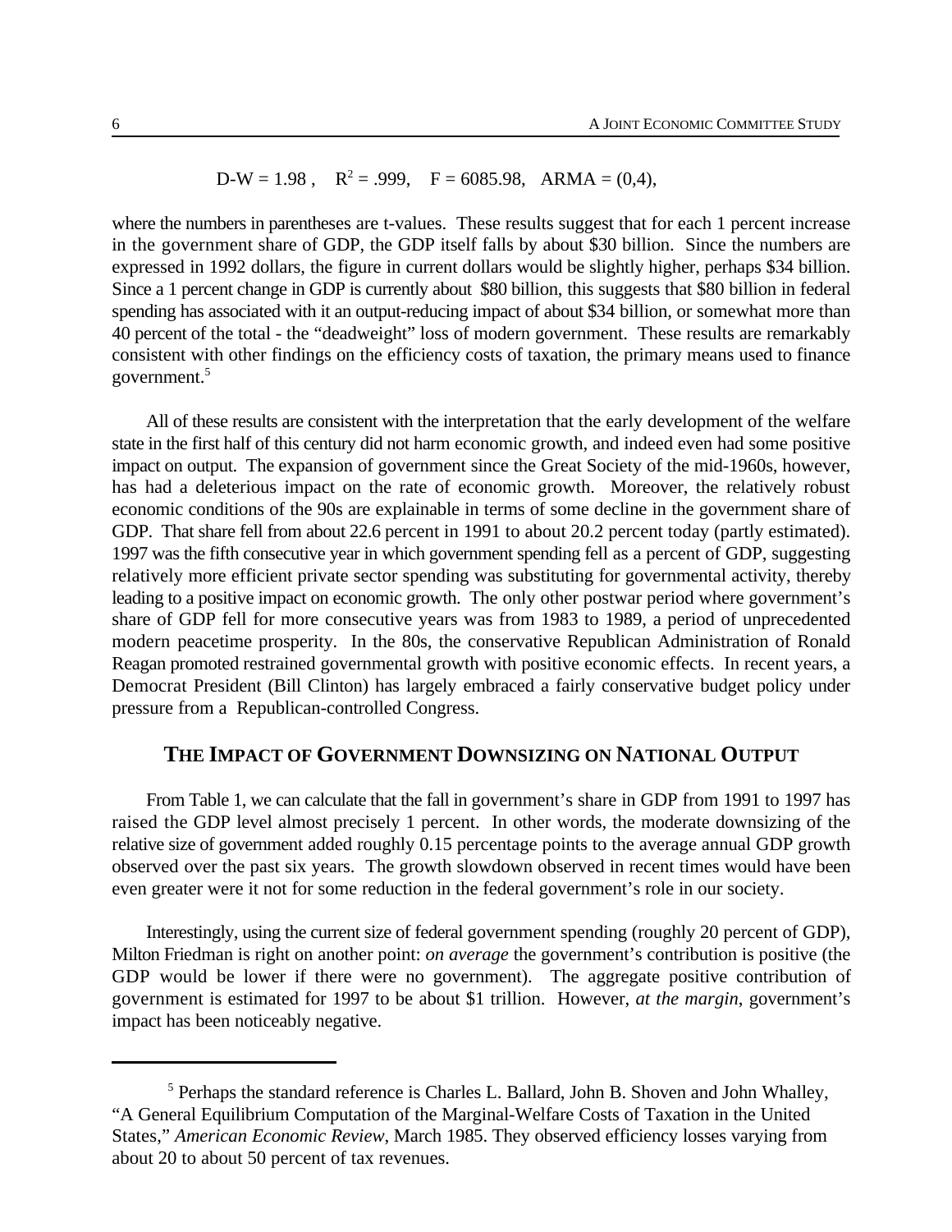$$\text{D-W} = 1.98\,,\quad R^2 = .999,\quad F = 6085.98,\quad \text{ARMA} = (0,4),$$

where the numbers in parentheses are t-values. These results suggest that for each 1 percent increase in the government share of GDP, the GDP itself falls by about \$30 billion. Since the numbers are expressed in 1992 dollars, the figure in current dollars would be slightly higher, perhaps \$34 billion. Since a 1 percent change in GDP is currently about \$80 billion, this suggests that \$80 billion in federal spending has associated with it an output-reducing impact of about \$34 billion, or somewhat more than 40 percent of the total - the "deadweight" loss of modern government. These results are remarkably consistent with other findings on the efficiency costs of taxation, the primary means used to finance government.[5]

All of these results are consistent with the interpretation that the early development of the welfare state in the first half of this century did not harm economic growth, and indeed even had some positive impact on output. The expansion of government since the Great Society of the mid-1960s, however, has had a deleterious impact on the rate of economic growth. Moreover, the relatively robust economic conditions of the 90s are explainable in terms of some decline in the government share of GDP. That share fell from about 22.6 percent in 1991 to about 20.2 percent today (partly estimated). 1997 was the fifth consecutive year in which government spending fell as a percent of GDP, suggesting relatively more efficient private sector spending was substituting for governmental activity, thereby leading to a positive impact on economic growth. The only other postwar period where government's share of GDP fell for more consecutive years was from 1983 to 1989, a period of unprecedented modern peacetime prosperity. In the 80s, the conservative Republican Administration of Ronald Reagan promoted restrained governmental growth with positive economic effects. In recent years, a Democrat President (Bill Clinton) has largely embraced a fairly conservative budget policy under pressure from a Republican-controlled Congress.

## THE IMPACT OF GOVERNMENT DOWNSIZING ON NATIONAL OUTPUT

From Table 1, we can calculate that the fall in government's share in GDP from 1991 to 1997 has raised the GDP level almost precisely 1 percent. In other words, the moderate downsizing of the relative size of government added roughly 0.15 percentage points to the average annual GDP growth observed over the past six years. The growth slowdown observed in recent times would have been even greater were it not for some reduction in the federal government's role in our society.

Interestingly, using the current size of federal government spending (roughly 20 percent of GDP), Milton Friedman is right on another point: *on average* the government's contribution is positive (the GDP would be lower if there were no government). The aggregate positive contribution of government is estimated for 1997 to be about \$1 trillion. However, *at the margin*, government's impact has been noticeably negative.

---

[5] Perhaps the standard reference is Charles L. Ballard, John B. Shoven and John Whalley, "A General Equilibrium Computation of the Marginal-Welfare Costs of Taxation in the United States," *American Economic Review*, March 1985. They observed efficiency losses varying from about 20 to about 50 percent of tax revenues.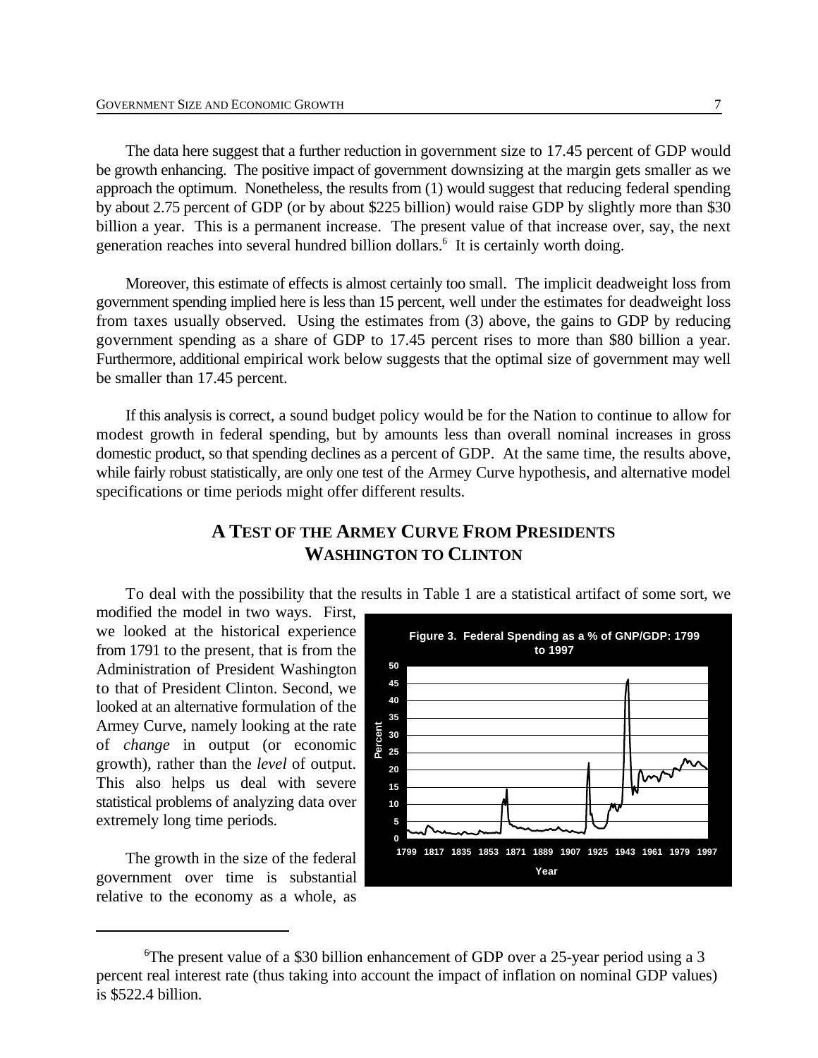The data here suggest that a further reduction in government size to 17.45 percent of GDP would be growth enhancing. The positive impact of government downsizing at the margin gets smaller as we approach the optimum. Nonetheless, the results from (1) would suggest that reducing federal spending by about 2.75 percent of GDP (or by about \$225 billion) would raise GDP by slightly more than \$30 billion a year. This is a permanent increase. The present value of that increase over, say, the next generation reaches into several hundred billion dollars.[6] It is certainly worth doing.

Moreover, this estimate of effects is almost certainly too small. The implicit deadweight loss from government spending implied here is less than 15 percent, well under the estimates for deadweight loss from taxes usually observed. Using the estimates from (3) above, the gains to GDP by reducing government spending as a share of GDP to 17.45 percent rises to more than \$80 billion a year. Furthermore, additional empirical work below suggests that the optimal size of government may well be smaller than 17.45 percent.

If this analysis is correct, a sound budget policy would be for the Nation to continue to allow for modest growth in federal spending, but by amounts less than overall nominal increases in gross domestic product, so that spending declines as a percent of GDP. At the same time, the results above, while fairly robust statistically, are only one test of the Armey Curve hypothesis, and alternative model specifications or time periods might offer different results.

## A Test of the Armey Curve From Presidents Washington to Clinton

To deal with the possibility that the results in Table 1 are a statistical artifact of some sort, we modified the model in two ways. First, we looked at the historical experience from 1791 to the present, that is from the Administration of President Washington to that of President Clinton. Second, we looked at an alternative formulation of the Armey Curve, namely looking at the rate of *change* in output (or economic growth), rather than the *level* of output. This also helps us deal with severe statistical problems of analyzing data over extremely long time periods.

**Figure 3. Federal Spending as a % of GNP/GDP: 1799 to 1997**

The growth in the size of the federal government over time is substantial relative to the economy as a whole, as

[6] The present value of a \$30 billion enhancement of GDP over a 25-year period using a 3 percent real interest rate (thus taking into account the impact of inflation on nominal GDP values) is \$522.4 billion.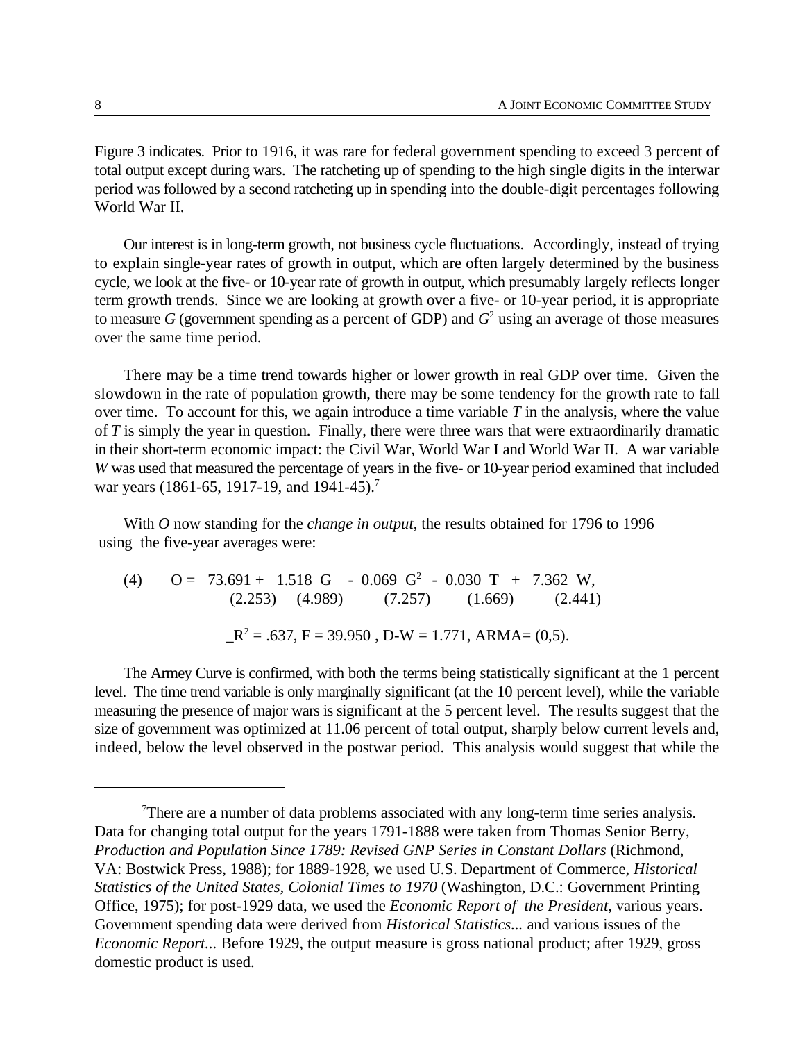Figure 3 indicates. Prior to 1916, it was rare for federal government spending to exceed 3 percent of total output except during wars. The ratcheting up of spending to the high single digits in the interwar period was followed by a second ratcheting up in spending into the double-digit percentages following World War II.

Our interest is in long-term growth, not business cycle fluctuations. Accordingly, instead of trying to explain single-year rates of growth in output, which are often largely determined by the business cycle, we look at the five- or 10-year rate of growth in output, which presumably largely reflects longer term growth trends. Since we are looking at growth over a five- or 10-year period, it is appropriate to measure $G$ (government spending as a percent of GDP) and $G^2$ using an average of those measures over the same time period.

There may be a time trend towards higher or lower growth in real GDP over time. Given the slowdown in the rate of population growth, there may be some tendency for the growth rate to fall over time. To account for this, we again introduce a time variable $T$ in the analysis, where the value of $T$ is simply the year in question. Finally, there were three wars that were extraordinarily dramatic in their short-term economic impact: the Civil War, World War I and World War II. A war variable $W$ was used that measured the percentage of years in the five- or 10-year period examined that included war years (1861-65, 1917-19, and 1941-45).[7]

With $O$ now standing for the *change in output*, the results obtained for 1796 to 1996 using the five-year averages were:

$$(4) \qquad O = \underset{(2.253)}{73.691} + \underset{(4.989)}{1.518\ G} - \underset{(7.257)}{0.069\ G^2} - \underset{(1.669)}{0.030\ T} + \underset{(2.441)}{7.362\ W},$$

$$\bar{R}^2 = .637,\ F = 39.950,\ \text{D-W} = 1.771,\ \text{ARMA} = (0,5).$$

The Armey Curve is confirmed, with both the terms being statistically significant at the 1 percent level. The time trend variable is only marginally significant (at the 10 percent level), while the variable measuring the presence of major wars is significant at the 5 percent level. The results suggest that the size of government was optimized at 11.06 percent of total output, sharply below current levels and, indeed, below the level observed in the postwar period. This analysis would suggest that while the

---

[7] There are a number of data problems associated with any long-term time series analysis. Data for changing total output for the years 1791-1888 were taken from Thomas Senior Berry, *Production and Population Since 1789: Revised GNP Series in Constant Dollars* (Richmond, VA: Bostwick Press, 1988); for 1889-1928, we used U.S. Department of Commerce, *Historical Statistics of the United States, Colonial Times to 1970* (Washington, D.C.: Government Printing Office, 1975); for post-1929 data, we used the *Economic Report of the President*, various years. Government spending data were derived from *Historical Statistics...* and various issues of the *Economic Report...* Before 1929, the output measure is gross national product; after 1929, gross domestic product is used.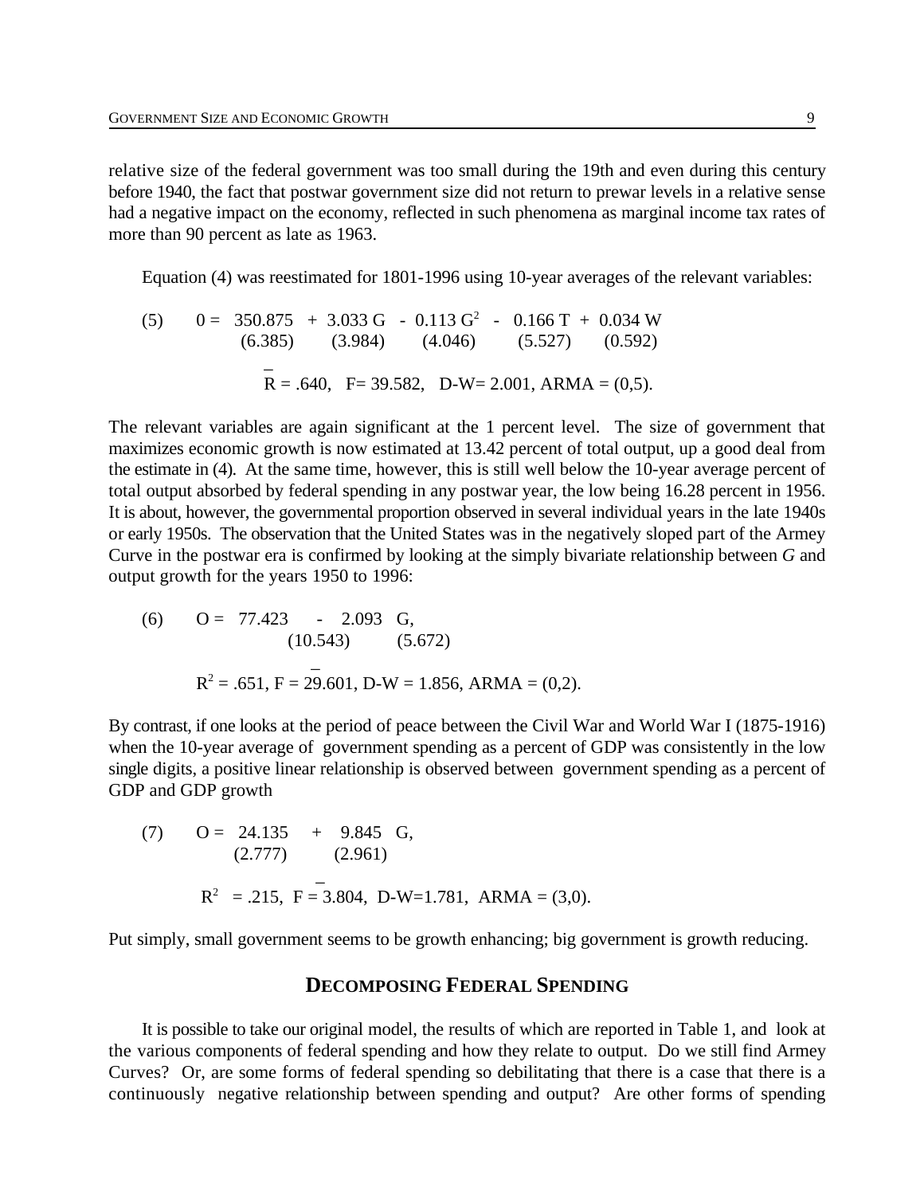relative size of the federal government was too small during the 19th and even during this century before 1940, the fact that postwar government size did not return to prewar levels in a relative sense had a negative impact on the economy, reflected in such phenomena as marginal income tax rates of more than 90 percent as late as 1963.

Equation (4) was reestimated for 1801-1996 using 10-year averages of the relevant variables:

$$(5) \qquad 0 = \underset{(6.385)}{350.875} + \underset{(3.984)}{3.033\,G} - \underset{(4.046)}{0.113\,G^2} - \underset{(5.527)}{0.166\,T} + \underset{(0.592)}{0.034\,W}$$

$$\bar{R} = .640, \quad F = 39.582, \quad D\text{-}W = 2.001, \; ARMA = (0,5).$$

The relevant variables are again significant at the 1 percent level. The size of government that maximizes economic growth is now estimated at 13.42 percent of total output, up a good deal from the estimate in (4). At the same time, however, this is still well below the 10-year average percent of total output absorbed by federal spending in any postwar year, the low being 16.28 percent in 1956. It is about, however, the governmental proportion observed in several individual years in the late 1940s or early 1950s. The observation that the United States was in the negatively sloped part of the Armey Curve in the postwar era is confirmed by looking at the simply bivariate relationship between *G* and output growth for the years 1950 to 1996:

$$(6) \qquad O = \underset{(10.543)}{77.423} - \underset{(5.672)}{2.093\,G},$$

$$R^2 = .651, \; \bar{F} = 29.601, \; D\text{-}W = 1.856, \; ARMA = (0,2).$$

By contrast, if one looks at the period of peace between the Civil War and World War I (1875-1916) when the 10-year average of government spending as a percent of GDP was consistently in the low single digits, a positive linear relationship is observed between government spending as a percent of GDP and GDP growth

$$(7) \qquad O = \underset{(2.777)}{24.135} + \underset{(2.961)}{9.845\,G},$$

$$R^2 = .215, \; \bar{F} = 3.804, \; D\text{-}W = 1.781, \; ARMA = (3,0).$$

Put simply, small government seems to be growth enhancing; big government is growth reducing.

## DECOMPOSING FEDERAL SPENDING

It is possible to take our original model, the results of which are reported in Table 1, and look at the various components of federal spending and how they relate to output. Do we still find Armey Curves? Or, are some forms of federal spending so debilitating that there is a case that there is a continuously negative relationship between spending and output? Are other forms of spending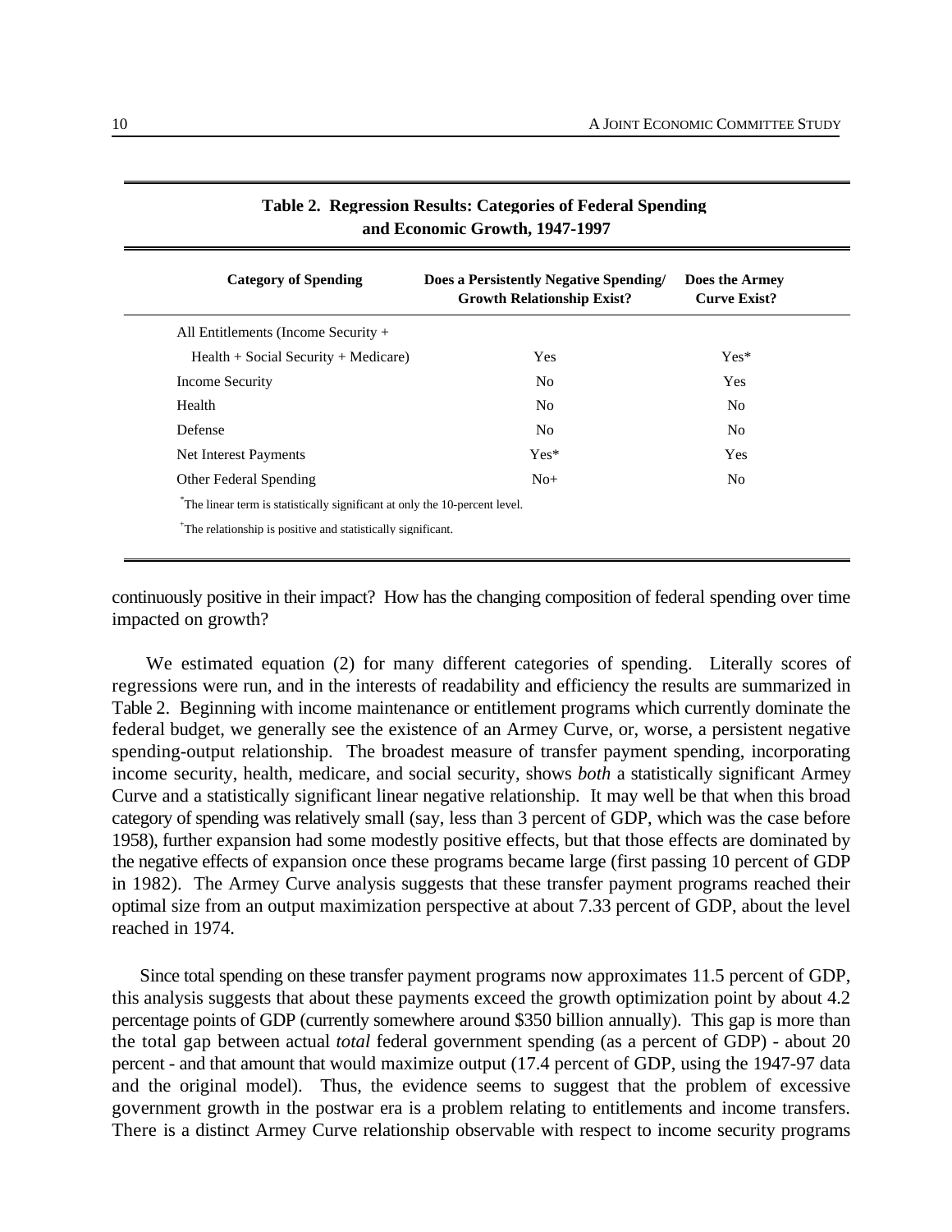**Table 2. Regression Results: Categories of Federal Spending and Economic Growth, 1947-1997**

| Category of Spending | Does a Persistently Negative Spending/ Growth Relationship Exist? | Does the Armey Curve Exist? |
|---|---|---|
| All Entitlements (Income Security + Health + Social Security + Medicare) | Yes | Yes* |
| Income Security | No | Yes |
| Health | No | No |
| Defense | No | No |
| Net Interest Payments | Yes* | Yes |
| Other Federal Spending | No+ | No |

*The linear term is statistically significant at only the 10-percent level.

+The relationship is positive and statistically significant.

continuously positive in their impact? How has the changing composition of federal spending over time impacted on growth?

We estimated equation (2) for many different categories of spending. Literally scores of regressions were run, and in the interests of readability and efficiency the results are summarized in Table 2. Beginning with income maintenance or entitlement programs which currently dominate the federal budget, we generally see the existence of an Armey Curve, or, worse, a persistent negative spending-output relationship. The broadest measure of transfer payment spending, incorporating income security, health, medicare, and social security, shows *both* a statistically significant Armey Curve and a statistically significant linear negative relationship. It may well be that when this broad category of spending was relatively small (say, less than 3 percent of GDP, which was the case before 1958), further expansion had some modestly positive effects, but that those effects are dominated by the negative effects of expansion once these programs became large (first passing 10 percent of GDP in 1982). The Armey Curve analysis suggests that these transfer payment programs reached their optimal size from an output maximization perspective at about 7.33 percent of GDP, about the level reached in 1974.

Since total spending on these transfer payment programs now approximates 11.5 percent of GDP, this analysis suggests that about these payments exceed the growth optimization point by about 4.2 percentage points of GDP (currently somewhere around $350 billion annually). This gap is more than the total gap between actual *total* federal government spending (as a percent of GDP) - about 20 percent - and that amount that would maximize output (17.4 percent of GDP, using the 1947-97 data and the original model). Thus, the evidence seems to suggest that the problem of excessive government growth in the postwar era is a problem relating to entitlements and income transfers. There is a distinct Armey Curve relationship observable with respect to income security programs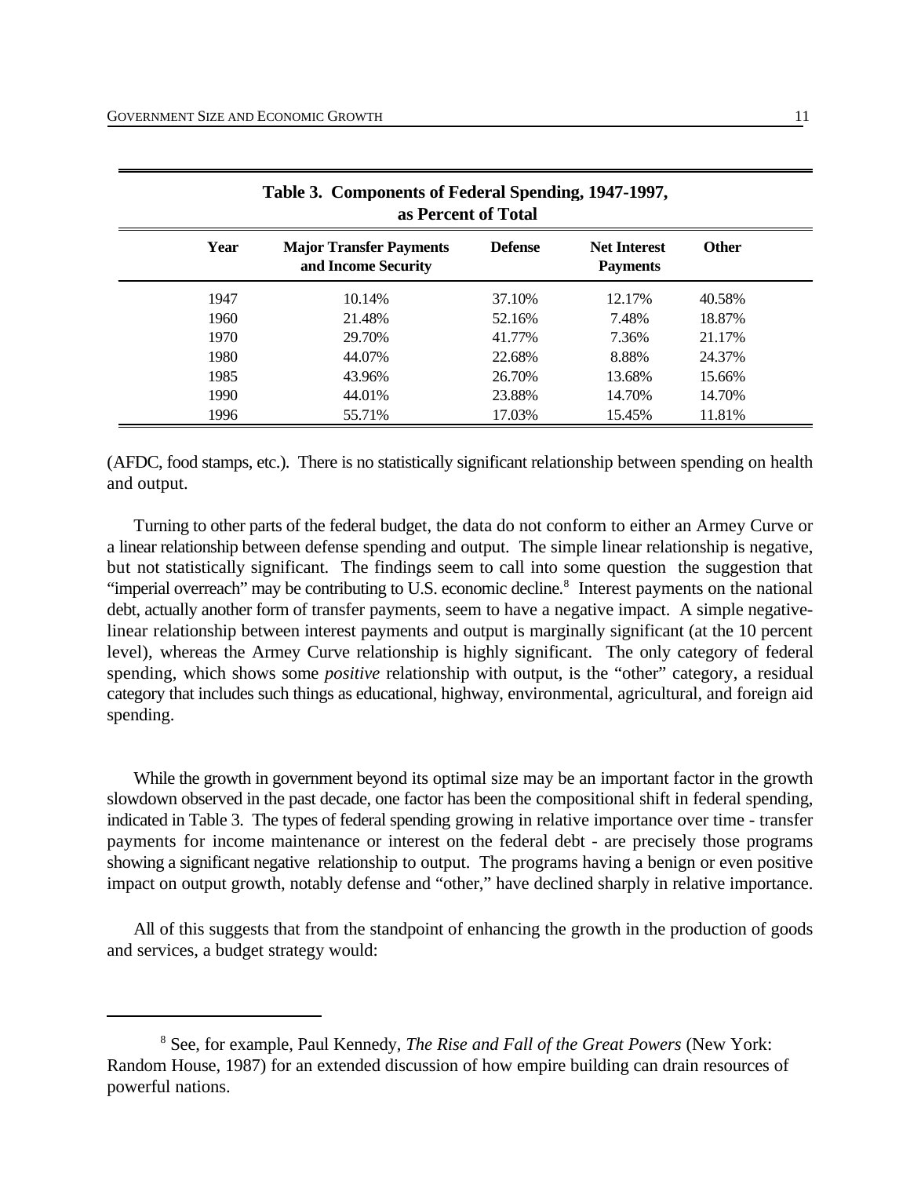**Table 3. Components of Federal Spending, 1947-1997, as Percent of Total**

| Year | Major Transfer Payments and Income Security | Defense | Net Interest Payments | Other |
|---|---|---|---|---|
| 1947 | 10.14% | 37.10% | 12.17% | 40.58% |
| 1960 | 21.48% | 52.16% | 7.48% | 18.87% |
| 1970 | 29.70% | 41.77% | 7.36% | 21.17% |
| 1980 | 44.07% | 22.68% | 8.88% | 24.37% |
| 1985 | 43.96% | 26.70% | 13.68% | 15.66% |
| 1990 | 44.01% | 23.88% | 14.70% | 14.70% |
| 1996 | 55.71% | 17.03% | 15.45% | 11.81% |

(AFDC, food stamps, etc.). There is no statistically significant relationship between spending on health and output.

Turning to other parts of the federal budget, the data do not conform to either an Armey Curve or a linear relationship between defense spending and output. The simple linear relationship is negative, but not statistically significant. The findings seem to call into some question the suggestion that "imperial overreach" may be contributing to U.S. economic decline.[8] Interest payments on the national debt, actually another form of transfer payments, seem to have a negative impact. A simple negative-linear relationship between interest payments and output is marginally significant (at the 10 percent level), whereas the Armey Curve relationship is highly significant. The only category of federal spending, which shows some *positive* relationship with output, is the "other" category, a residual category that includes such things as educational, highway, environmental, agricultural, and foreign aid spending.

While the growth in government beyond its optimal size may be an important factor in the growth slowdown observed in the past decade, one factor has been the compositional shift in federal spending, indicated in Table 3. The types of federal spending growing in relative importance over time - transfer payments for income maintenance or interest on the federal debt - are precisely those programs showing a significant negative relationship to output. The programs having a benign or even positive impact on output growth, notably defense and "other," have declined sharply in relative importance.

All of this suggests that from the standpoint of enhancing the growth in the production of goods and services, a budget strategy would:

[8] See, for example, Paul Kennedy, *The Rise and Fall of the Great Powers* (New York: Random House, 1987) for an extended discussion of how empire building can drain resources of powerful nations.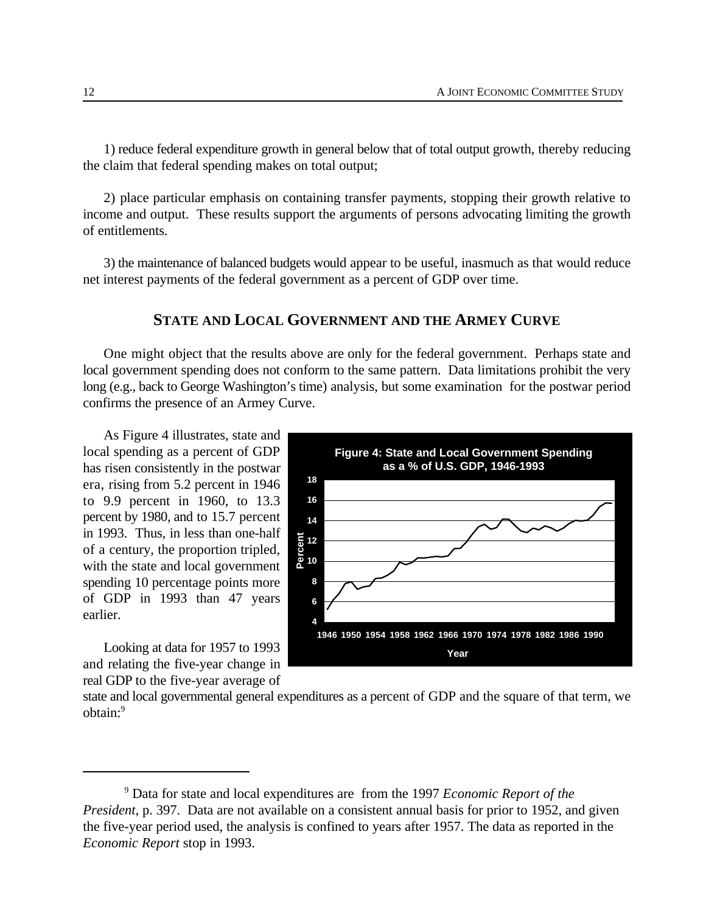1) reduce federal expenditure growth in general below that of total output growth, thereby reducing the claim that federal spending makes on total output;

2) place particular emphasis on containing transfer payments, stopping their growth relative to income and output. These results support the arguments of persons advocating limiting the growth of entitlements.

3) the maintenance of balanced budgets would appear to be useful, inasmuch as that would reduce net interest payments of the federal government as a percent of GDP over time.

## STATE AND LOCAL GOVERNMENT AND THE ARMEY CURVE

One might object that the results above are only for the federal government. Perhaps state and local government spending does not conform to the same pattern. Data limitations prohibit the very long (e.g., back to George Washington's time) analysis, but some examination for the postwar period confirms the presence of an Armey Curve.

As Figure 4 illustrates, state and local spending as a percent of GDP has risen consistently in the postwar era, rising from 5.2 percent in 1946 to 9.9 percent in 1960, to 13.3 percent by 1980, and to 15.7 percent in 1993. Thus, in less than one-half of a century, the proportion tripled, with the state and local government spending 10 percentage points more of GDP in 1993 than 47 years earlier.

**Figure 4: State and Local Government Spending as a % of U.S. GDP, 1946-1993**

Looking at data for 1957 to 1993 and relating the five-year change in real GDP to the five-year average of state and local governmental general expenditures as a percent of GDP and the square of that term, we obtain:[9]

---

[9] Data for state and local expenditures are from the 1997 *Economic Report of the President*, p. 397. Data are not available on a consistent annual basis for prior to 1952, and given the five-year period used, the analysis is confined to years after 1957. The data as reported in the *Economic Report* stop in 1993.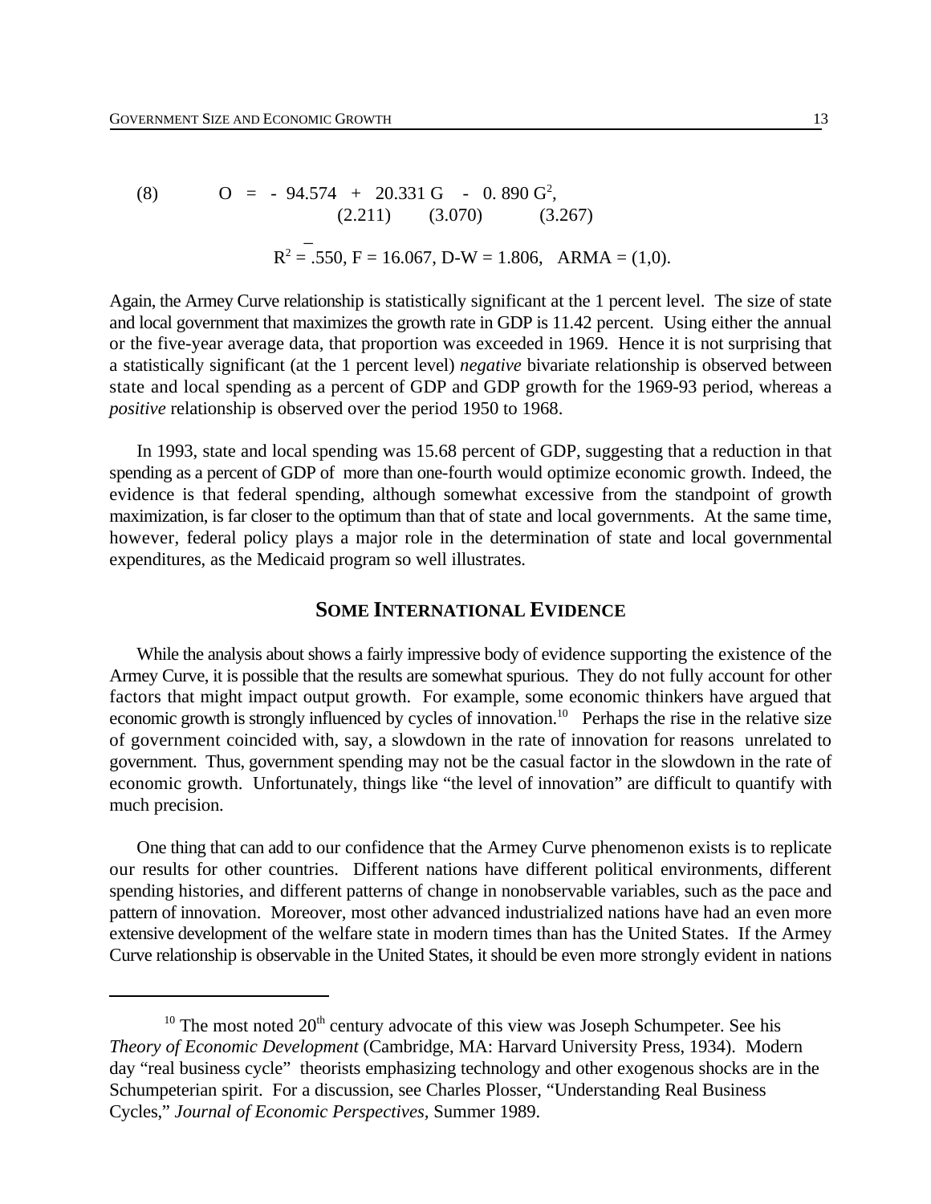$$O = -94.574 + 20.331\,G - 0.890\,G^2, \tag{8}$$
$$\qquad\qquad (2.211) \qquad (3.070) \qquad (3.267)$$

$$\bar{R}^2 = .550,\ F = 16.067,\ \text{D-W} = 1.806,\quad \text{ARMA} = (1,0).$$

Again, the Armey Curve relationship is statistically significant at the 1 percent level. The size of state and local government that maximizes the growth rate in GDP is 11.42 percent. Using either the annual or the five-year average data, that proportion was exceeded in 1969. Hence it is not surprising that a statistically significant (at the 1 percent level) *negative* bivariate relationship is observed between state and local spending as a percent of GDP and GDP growth for the 1969-93 period, whereas a *positive* relationship is observed over the period 1950 to 1968.

In 1993, state and local spending was 15.68 percent of GDP, suggesting that a reduction in that spending as a percent of GDP of more than one-fourth would optimize economic growth. Indeed, the evidence is that federal spending, although somewhat excessive from the standpoint of growth maximization, is far closer to the optimum than that of state and local governments. At the same time, however, federal policy plays a major role in the determination of state and local governmental expenditures, as the Medicaid program so well illustrates.

## Some International Evidence

While the analysis about shows a fairly impressive body of evidence supporting the existence of the Armey Curve, it is possible that the results are somewhat spurious. They do not fully account for other factors that might impact output growth. For example, some economic thinkers have argued that economic growth is strongly influenced by cycles of innovation.[10] Perhaps the rise in the relative size of government coincided with, say, a slowdown in the rate of innovation for reasons unrelated to government. Thus, government spending may not be the casual factor in the slowdown in the rate of economic growth. Unfortunately, things like "the level of innovation" are difficult to quantify with much precision.

One thing that can add to our confidence that the Armey Curve phenomenon exists is to replicate our results for other countries. Different nations have different political environments, different spending histories, and different patterns of change in nonobservable variables, such as the pace and pattern of innovation. Moreover, most other advanced industrialized nations have had an even more extensive development of the welfare state in modern times than has the United States. If the Armey Curve relationship is observable in the United States, it should be even more strongly evident in nations

---

[10] The most noted 20th century advocate of this view was Joseph Schumpeter. See his *Theory of Economic Development* (Cambridge, MA: Harvard University Press, 1934). Modern day "real business cycle" theorists emphasizing technology and other exogenous shocks are in the Schumpeterian spirit. For a discussion, see Charles Plosser, "Understanding Real Business Cycles," *Journal of Economic Perspectives*, Summer 1989.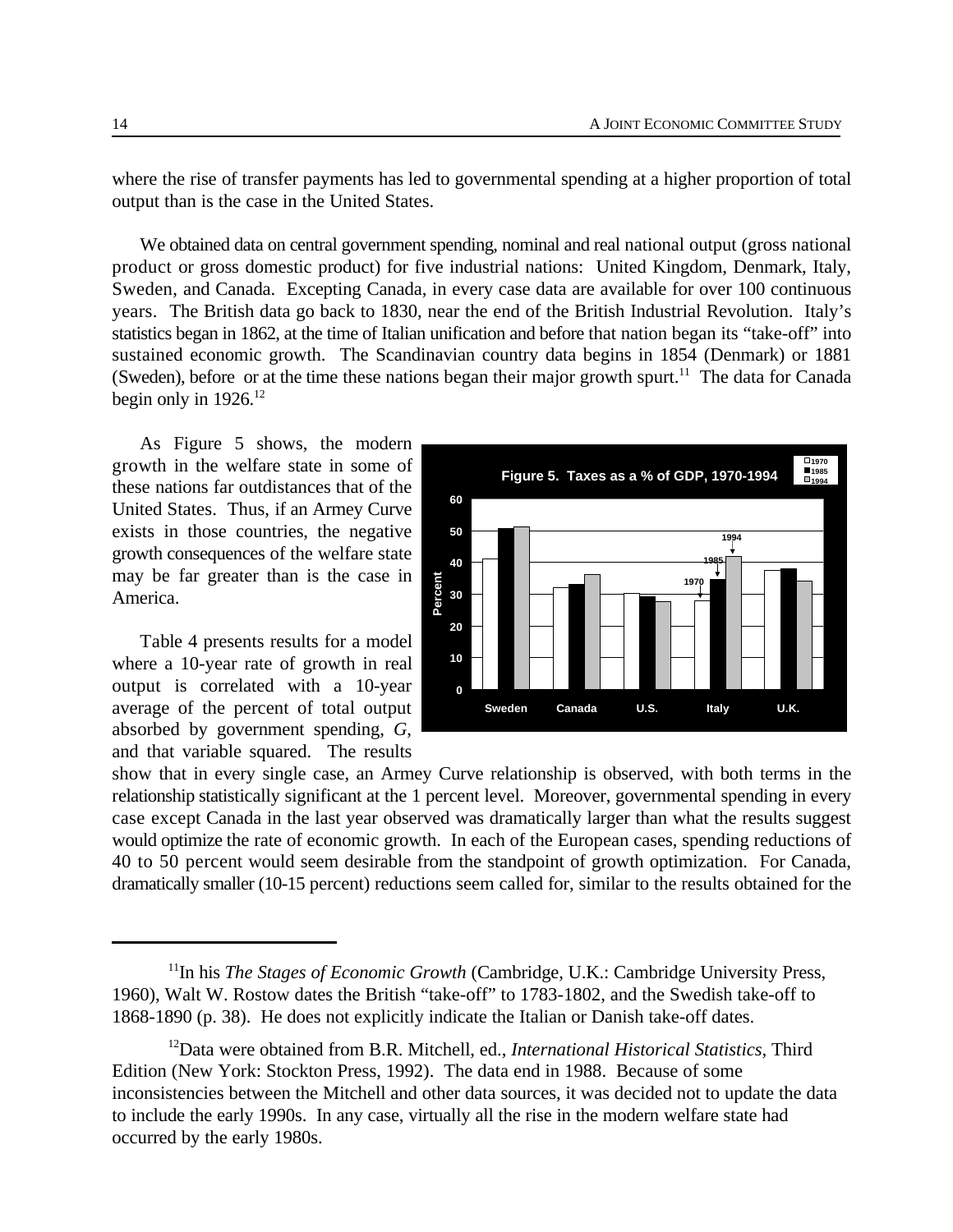where the rise of transfer payments has led to governmental spending at a higher proportion of total output than is the case in the United States.

We obtained data on central government spending, nominal and real national output (gross national product or gross domestic product) for five industrial nations: United Kingdom, Denmark, Italy, Sweden, and Canada. Excepting Canada, in every case data are available for over 100 continuous years. The British data go back to 1830, near the end of the British Industrial Revolution. Italy's statistics began in 1862, at the time of Italian unification and before that nation began its "take-off" into sustained economic growth. The Scandinavian country data begins in 1854 (Denmark) or 1881 (Sweden), before or at the time these nations began their major growth spurt.[11] The data for Canada begin only in 1926.[12]

As Figure 5 shows, the modern growth in the welfare state in some of these nations far outdistances that of the United States. Thus, if an Armey Curve exists in those countries, the negative growth consequences of the welfare state may be far greater than is the case in America.

Figure 5. Taxes as a % of GDP, 1970-1994

Table 4 presents results for a model where a 10-year rate of growth in real output is correlated with a 10-year average of the percent of total output absorbed by government spending, *G*, and that variable squared. The results show that in every single case, an Armey Curve relationship is observed, with both terms in the relationship statistically significant at the 1 percent level. Moreover, governmental spending in every case except Canada in the last year observed was dramatically larger than what the results suggest would optimize the rate of economic growth. In each of the European cases, spending reductions of 40 to 50 percent would seem desirable from the standpoint of growth optimization. For Canada, dramatically smaller (10-15 percent) reductions seem called for, similar to the results obtained for the

---

[11] In his *The Stages of Economic Growth* (Cambridge, U.K.: Cambridge University Press, 1960), Walt W. Rostow dates the British "take-off" to 1783-1802, and the Swedish take-off to 1868-1890 (p. 38). He does not explicitly indicate the Italian or Danish take-off dates.

[12] Data were obtained from B.R. Mitchell, ed., *International Historical Statistics*, Third Edition (New York: Stockton Press, 1992). The data end in 1988. Because of some inconsistencies between the Mitchell and other data sources, it was decided not to update the data to include the early 1990s. In any case, virtually all the rise in the modern welfare state had occurred by the early 1980s.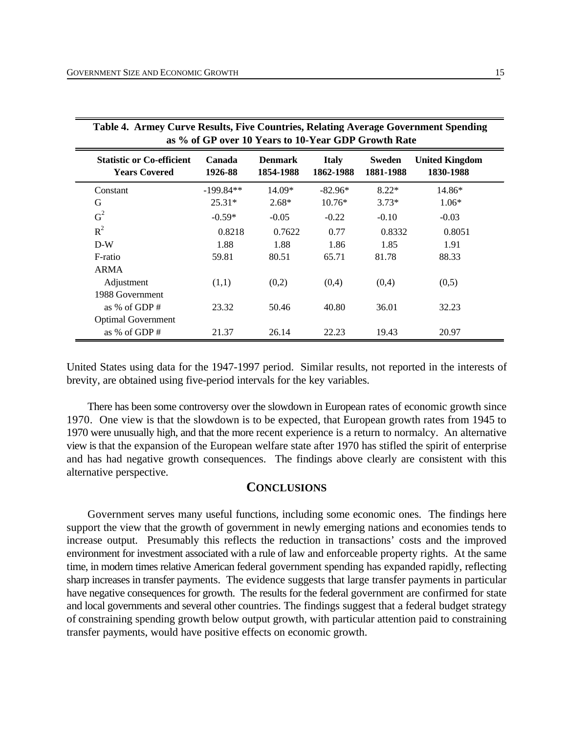**Table 4. Armey Curve Results, Five Countries, Relating Average Government Spending as % of GP over 10 Years to 10-Year GDP Growth Rate**

| Statistic or Co-efficient Years Covered | Canada 1926-88 | Denmark 1854-1988 | Italy 1862-1988 | Sweden 1881-1988 | United Kingdom 1830-1988 |
|---|---|---|---|---|---|
| Constant | -199.84** | 14.09* | -82.96* | 8.22* | 14.86* |
| G | 25.31* | 2.68* | 10.76* | 3.73* | 1.06* |
| $G^2$ | -0.59* | -0.05 | -0.22 | -0.10 | -0.03 |
| $R^2$ | 0.8218 | 0.7622 | 0.77 | 0.8332 | 0.8051 |
| D-W | 1.88 | 1.88 | 1.86 | 1.85 | 1.91 |
| F-ratio | 59.81 | 80.51 | 65.71 | 81.78 | 88.33 |
| ARMA Adjustment | (1,1) | (0,2) | (0,4) | (0,4) | (0,5) |
| 1988 Government as % of GDP # | 23.32 | 50.46 | 40.80 | 36.01 | 32.23 |
| Optimal Government as % of GDP # | 21.37 | 26.14 | 22.23 | 19.43 | 20.97 |

United States using data for the 1947-1997 period. Similar results, not reported in the interests of brevity, are obtained using five-period intervals for the key variables.

There has been some controversy over the slowdown in European rates of economic growth since 1970. One view is that the slowdown is to be expected, that European growth rates from 1945 to 1970 were unusually high, and that the more recent experience is a return to normalcy. An alternative view is that the expansion of the European welfare state after 1970 has stifled the spirit of enterprise and has had negative growth consequences. The findings above clearly are consistent with this alternative perspective.

## CONCLUSIONS

Government serves many useful functions, including some economic ones. The findings here support the view that the growth of government in newly emerging nations and economies tends to increase output. Presumably this reflects the reduction in transactions' costs and the improved environment for investment associated with a rule of law and enforceable property rights. At the same time, in modern times relative American federal government spending has expanded rapidly, reflecting sharp increases in transfer payments. The evidence suggests that large transfer payments in particular have negative consequences for growth. The results for the federal government are confirmed for state and local governments and several other countries. The findings suggest that a federal budget strategy of constraining spending growth below output growth, with particular attention paid to constraining transfer payments, would have positive effects on economic growth.